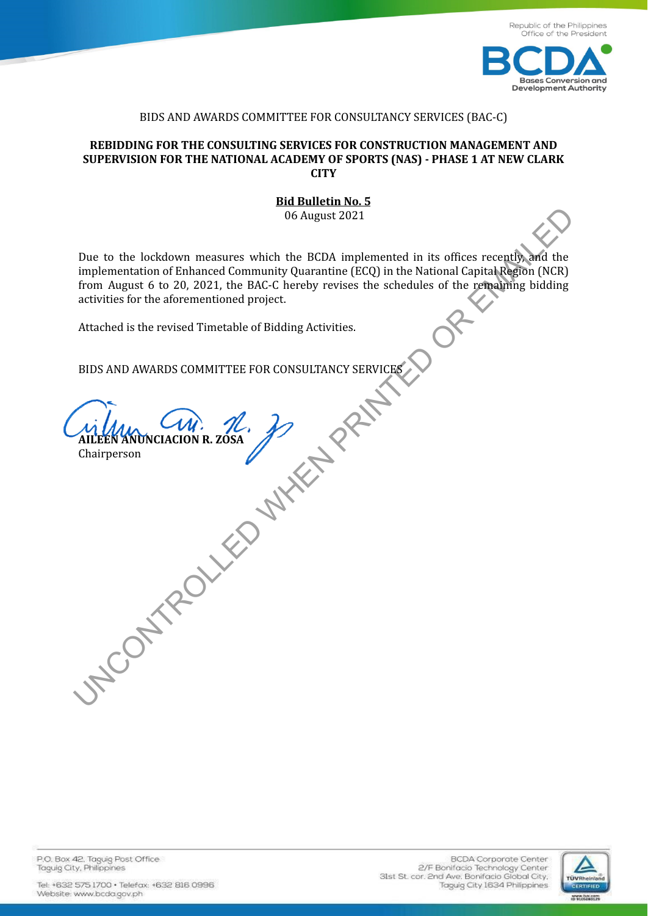BIDS AND AWARDS COMMITTEE FOR CONSULTANCY SERVICES (BAC-C)

**REBIDDING FOR THE CONSULTING SERVICES FOR CONSTRUCTION MANAGEMENT AND SUPERVISION FOR THE NATIONAL ACADEMY OF SPORTS (NAS) - PHASE 1 AT NEW CLARK CITY**

**Bid Bulletin No. 5**

06 August 2021

Due to the lockdown measures which the BCDA implemented in its offices recently and the implementation of Enhanced Community Quarantine (ECQ) in the National Capital Region (NCR) from August 6 to 20, 2021, the BAC-C hereby revises the schedules of the remaining bidding activities for the aforementioned project.

Attached is the revised Timetable of Bidding Activities.

BIDS AND AWARDS COMMITTEE FOR CONSULTANCY SERVICES

**AILEEN ANUNCIACION R. ZOSA**
Chairperson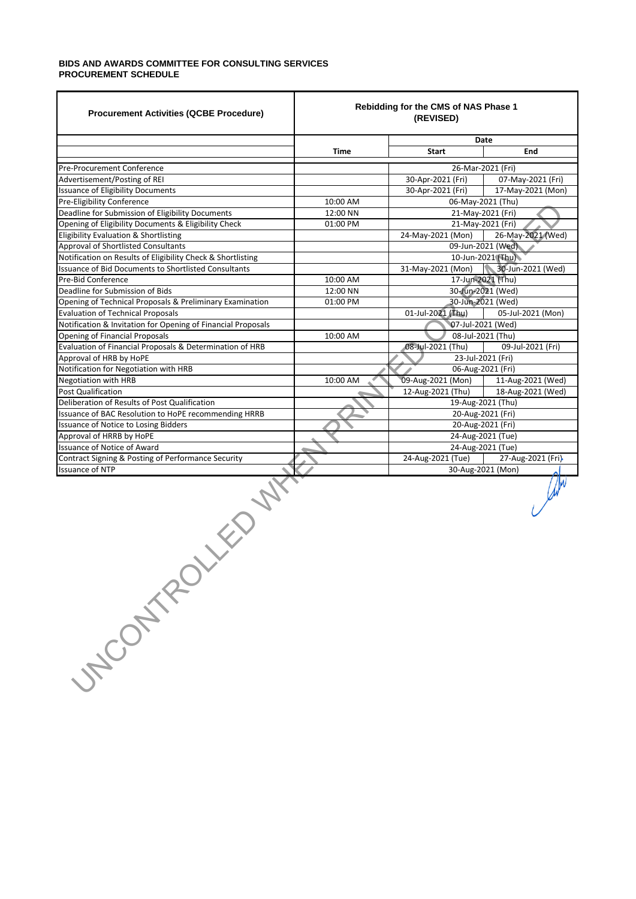**BIDS AND AWARDS COMMITTEE FOR CONSULTING SERVICES**
**PROCUREMENT SCHEDULE**

| Procurement Activities (QCBE Procedure) | Rebidding for the CMS of NAS Phase 1 (REVISED) | | |
|---|---|---|---|
| | | Date | |
| | Time | Start | End |
| Pre-Procurement Conference | | 26-Mar-2021 (Fri) | |
| Advertisement/Posting of REI | | 30-Apr-2021 (Fri) | 07-May-2021 (Fri) |
| Issuance of Eligibility Documents | | 30-Apr-2021 (Fri) | 17-May-2021 (Mon) |
| Pre-Eligibility Conference | 10:00 AM | 06-May-2021 (Thu) | |
| Deadline for Submission of Eligibility Documents | 12:00 NN | 21-May-2021 (Fri) | |
| Opening of Eligibility Documents & Eligibility Check | 01:00 PM | 21-May-2021 (Fri) | |
| Eligibility Evaluation & Shortlisting | | 24-May-2021 (Mon) | 26-May-2021 (Wed) |
| Approval of Shortlisted Consultants | | 09-Jun-2021 (Wed) | |
| Notification on Results of Eligibility Check & Shortlisting | | 10-Jun-2021 (Thu) | |
| Issuance of Bid Documents to Shortlisted Consultants | | 31-May-2021 (Mon) | 30-Jun-2021 (Wed) |
| Pre-Bid Conference | 10:00 AM | 17-Jun-2021 (Thu) | |
| Deadline for Submission of Bids | 12:00 NN | 30-Jun-2021 (Wed) | |
| Opening of Technical Proposals & Preliminary Examination | 01:00 PM | 30-Jun-2021 (Wed) | |
| Evaluation of Technical Proposals | | 01-Jul-2021 (Thu) | 05-Jul-2021 (Mon) |
| Notification & Invitation for Opening of Financial Proposals | | 07-Jul-2021 (Wed) | |
| Opening of Financial Proposals | 10:00 AM | 08-Jul-2021 (Thu) | |
| Evaluation of Financial Proposals & Determination of HRB | | 08-Jul-2021 (Thu) | 09-Jul-2021 (Fri) |
| Approval of HRB by HoPE | | 23-Jul-2021 (Fri) | |
| Notification for Negotiation with HRB | | 06-Aug-2021 (Fri) | |
| Negotiation with HRB | 10:00 AM | 09-Aug-2021 (Mon) | 11-Aug-2021 (Wed) |
| Post Qualification | | 12-Aug-2021 (Thu) | 18-Aug-2021 (Wed) |
| Deliberation of Results of Post Qualification | | 19-Aug-2021 (Thu) | |
| Issuance of BAC Resolution to HoPE recommending HRRB | | 20-Aug-2021 (Fri) | |
| Issuance of Notice to Losing Bidders | | 20-Aug-2021 (Fri) | |
| Approval of HRRB by HoPE | | 24-Aug-2021 (Tue) | |
| Issuance of Notice of Award | | 24-Aug-2021 (Tue) | |
| Contract Signing & Posting of Performance Security | | 24-Aug-2021 (Tue) | 27-Aug-2021 (Fri) |
| Issuance of NTP | | 30-Aug-2021 (Mon) | |

UNCONTROLLED WHEN PRINTED OR EMAILED